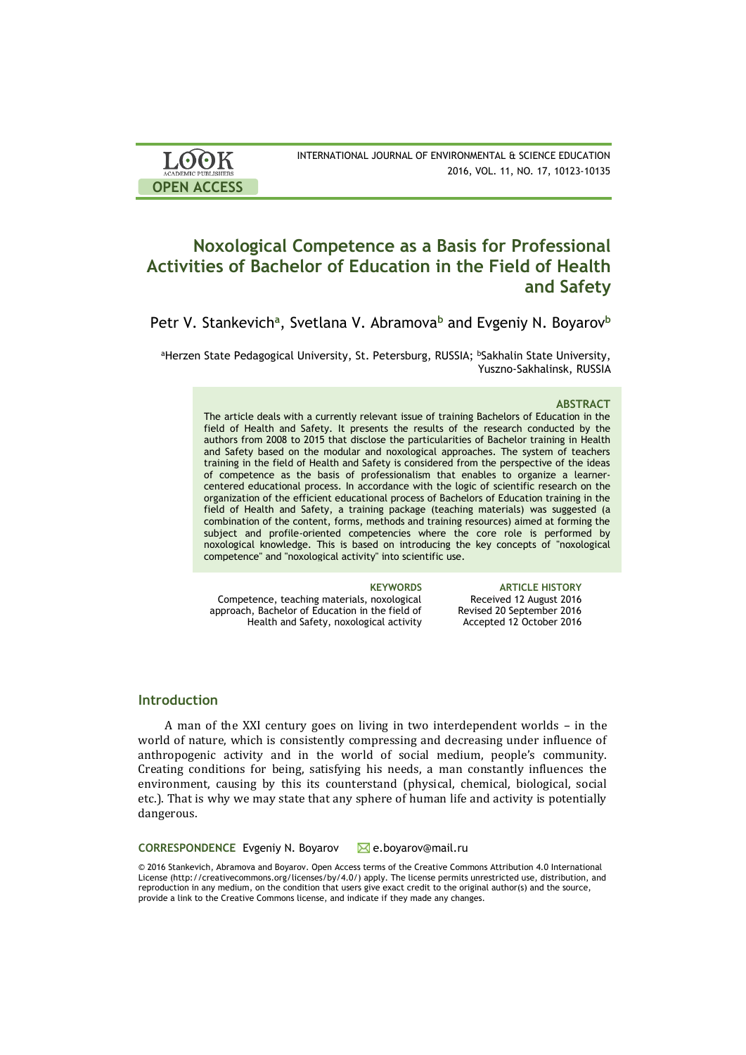LOOK ACADEMIC PUBLISHERS

**OPEN ACCESS**

INTERNATIONAL JOURNAL OF ENVIRONMENTAL & SCIENCE EDUCATION
2016, VOL. 11, NO. 17, 10123-10135

# Noxological Competence as a Basis for Professional Activities of Bachelor of Education in the Field of Health and Safety

Petr V. Stankevich[a], Svetlana V. Abramova[b] and Evgeniy N. Boyarov[b]

[a]Herzen State Pedagogical University, St. Petersburg, RUSSIA; [b]Sakhalin State University, Yuszno-Sakhalinsk, RUSSIA

### ABSTRACT

The article deals with a currently relevant issue of training Bachelors of Education in the field of Health and Safety. It presents the results of the research conducted by the authors from 2008 to 2015 that disclose the particularities of Bachelor training in Health and Safety based on the modular and noxological approaches. The system of teachers training in the field of Health and Safety is considered from the perspective of the ideas of competence as the basis of professionalism that enables to organize a learner-centered educational process. In accordance with the logic of scientific research on the organization of the efficient educational process of Bachelors of Education training in the field of Health and Safety, a training package (teaching materials) was suggested (a combination of the content, forms, methods and training resources) aimed at forming the subject and profile-oriented competencies where the core role is performed by noxological knowledge. This is based on introducing the key concepts of "noxological competence" and "noxological activity" into scientific use.

**KEYWORDS**
Competence, teaching materials, noxological approach, Bachelor of Education in the field of Health and Safety, noxological activity

**ARTICLE HISTORY**
Received 12 August 2016
Revised 20 September 2016
Accepted 12 October 2016

## Introduction

A man of the XXI century goes on living in two interdependent worlds – in the world of nature, which is consistently compressing and decreasing under influence of anthropogenic activity and in the world of social medium, people's community. Creating conditions for being, satisfying his needs, a man constantly influences the environment, causing by this its counterstand (physical, chemical, biological, social etc.). That is why we may state that any sphere of human life and activity is potentially dangerous.

**CORRESPONDENCE** Evgeniy N. Boyarov e.boyarov@mail.ru

© 2016 Stankevich, Abramova and Boyarov. Open Access terms of the Creative Commons Attribution 4.0 International License (http://creativecommons.org/licenses/by/4.0/) apply. The license permits unrestricted use, distribution, and reproduction in any medium, on the condition that users give exact credit to the original author(s) and the source, provide a link to the Creative Commons license, and indicate if they made any changes.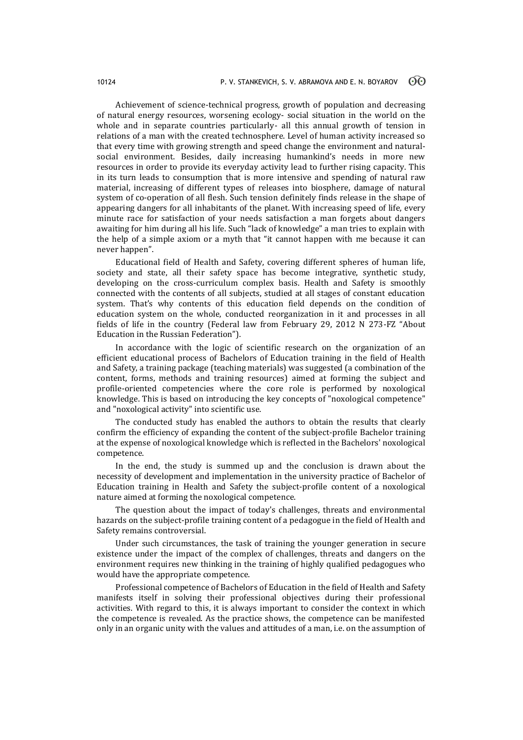Achievement of science-technical progress, growth of population and decreasing of natural energy resources, worsening ecology- social situation in the world on the whole and in separate countries particularly- all this annual growth of tension in relations of a man with the created technosphere. Level of human activity increased so that every time with growing strength and speed change the environment and natural-social environment. Besides, daily increasing humankind's needs in more new resources in order to provide its everyday activity lead to further rising capacity. This in its turn leads to consumption that is more intensive and spending of natural raw material, increasing of different types of releases into biosphere, damage of natural system of co-operation of all flesh. Such tension definitely finds release in the shape of appearing dangers for all inhabitants of the planet. With increasing speed of life, every minute race for satisfaction of your needs satisfaction a man forgets about dangers awaiting for him during all his life. Such "lack of knowledge" a man tries to explain with the help of a simple axiom or a myth that "it cannot happen with me because it can never happen".

Educational field of Health and Safety, covering different spheres of human life, society and state, all their safety space has become integrative, synthetic study, developing on the cross-curriculum complex basis. Health and Safety is smoothly connected with the contents of all subjects, studied at all stages of constant education system. That's why contents of this education field depends on the condition of education system on the whole, conducted reorganization in it and processes in all fields of life in the country (Federal law from February 29, 2012 N 273-FZ "About Education in the Russian Federation").

In accordance with the logic of scientific research on the organization of an efficient educational process of Bachelors of Education training in the field of Health and Safety, a training package (teaching materials) was suggested (a combination of the content, forms, methods and training resources) aimed at forming the subject and profile-oriented competencies where the core role is performed by noxological knowledge. This is based on introducing the key concepts of "noxological competence" and "noxological activity" into scientific use.

The conducted study has enabled the authors to obtain the results that clearly confirm the efficiency of expanding the content of the subject-profile Bachelor training at the expense of noxological knowledge which is reflected in the Bachelors' noxological competence.

In the end, the study is summed up and the conclusion is drawn about the necessity of development and implementation in the university practice of Bachelor of Education training in Health and Safety the subject-profile content of a noxological nature aimed at forming the noxological competence.

The question about the impact of today's challenges, threats and environmental hazards on the subject-profile training content of a pedagogue in the field of Health and Safety remains controversial.

Under such circumstances, the task of training the younger generation in secure existence under the impact of the complex of challenges, threats and dangers on the environment requires new thinking in the training of highly qualified pedagogues who would have the appropriate competence.

Professional competence of Bachelors of Education in the field of Health and Safety manifests itself in solving their professional objectives during their professional activities. With regard to this, it is always important to consider the context in which the competence is revealed. As the practice shows, the competence can be manifested only in an organic unity with the values and attitudes of a man, i.e. on the assumption of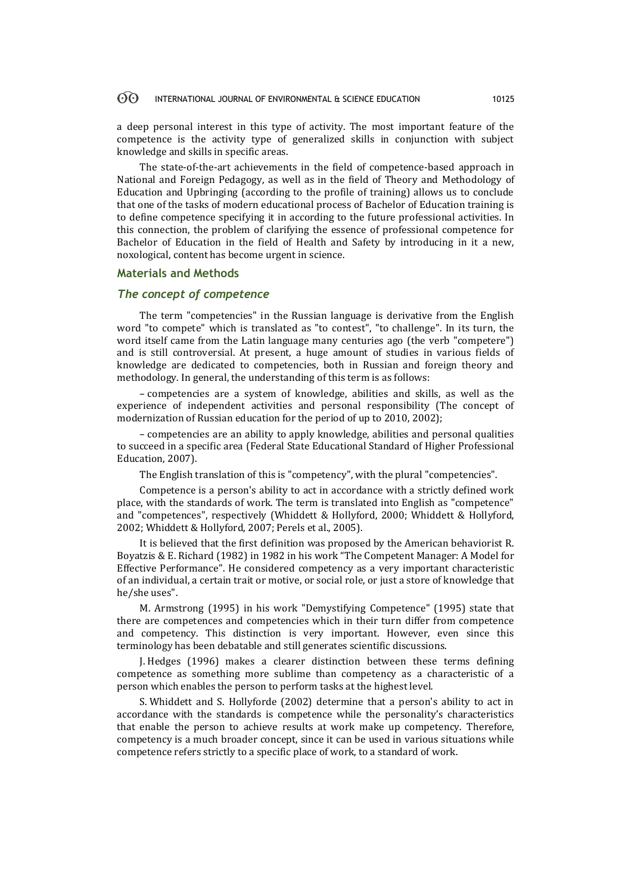a deep personal interest in this type of activity. The most important feature of the competence is the activity type of generalized skills in conjunction with subject knowledge and skills in specific areas.

The state-of-the-art achievements in the field of competence-based approach in National and Foreign Pedagogy, as well as in the field of Theory and Methodology of Education and Upbringing (according to the profile of training) allows us to conclude that one of the tasks of modern educational process of Bachelor of Education training is to define competence specifying it in according to the future professional activities. In this connection, the problem of clarifying the essence of professional competence for Bachelor of Education in the field of Health and Safety by introducing in it a new, noxological, content has become urgent in science.

## Materials and Methods

### *The concept of competence*

The term "competencies" in the Russian language is derivative from the English word "to compete" which is translated as "to contest", "to challenge". In its turn, the word itself came from the Latin language many centuries ago (the verb "competere") and is still controversial. At present, a huge amount of studies in various fields of knowledge are dedicated to competencies, both in Russian and foreign theory and methodology. In general, the understanding of this term is as follows:

– competencies are a system of knowledge, abilities and skills, as well as the experience of independent activities and personal responsibility (The concept of modernization of Russian education for the period of up to 2010, 2002);

– competencies are an ability to apply knowledge, abilities and personal qualities to succeed in a specific area (Federal State Educational Standard of Higher Professional Education, 2007).

The English translation of this is "competency", with the plural "competencies".

Competence is a person's ability to act in accordance with a strictly defined work place, with the standards of work. The term is translated into English as "competence" and "competences", respectively (Whiddett & Hollyford, 2000; Whiddett & Hollyford, 2002; Whiddett & Hollyford, 2007; Perels et al., 2005).

It is believed that the first definition was proposed by the American behaviorist R. Boyatzis & E. Richard (1982) in 1982 in his work "The Competent Manager: A Model for Effective Performance". He considered competency as a very important characteristic of an individual, a certain trait or motive, or social role, or just a store of knowledge that he/she uses".

M. Armstrong (1995) in his work "Demystifying Competence" (1995) state that there are competences and competencies which in their turn differ from competence and competency. This distinction is very important. However, even since this terminology has been debatable and still generates scientific discussions.

J. Hedges (1996) makes a clearer distinction between these terms defining competence as something more sublime than competency as a characteristic of a person which enables the person to perform tasks at the highest level.

S. Whiddett and S. Hollyforde (2002) determine that a person's ability to act in accordance with the standards is competence while the personality's characteristics that enable the person to achieve results at work make up competency. Therefore, competency is a much broader concept, since it can be used in various situations while competence refers strictly to a specific place of work, to a standard of work.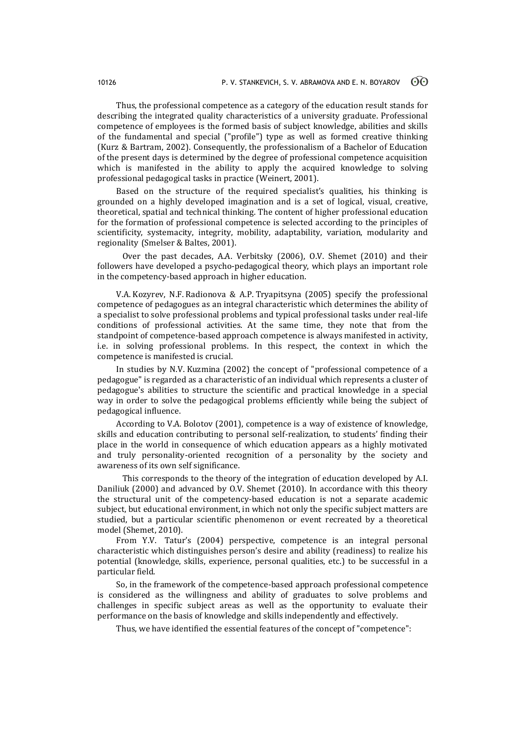Thus, the professional competence as a category of the education result stands for describing the integrated quality characteristics of a university graduate. Professional competence of employees is the formed basis of subject knowledge, abilities and skills of the fundamental and special ("profile") type as well as formed creative thinking (Kurz & Bartram, 2002). Consequently, the professionalism of a Bachelor of Education of the present days is determined by the degree of professional competence acquisition which is manifested in the ability to apply the acquired knowledge to solving professional pedagogical tasks in practice (Weinert, 2001).

Based on the structure of the required specialist's qualities, his thinking is grounded on a highly developed imagination and is a set of logical, visual, creative, theoretical, spatial and technical thinking. The content of higher professional education for the formation of professional competence is selected according to the principles of scientificity, systemacity, integrity, mobility, adaptability, variation, modularity and regionality (Smelser & Baltes, 2001).

Over the past decades, A.A. Verbitsky (2006), O.V. Shemet (2010) and their followers have developed a psycho-pedagogical theory, which plays an important role in the competency-based approach in higher education.

V.A. Kozyrev, N.F. Radionova & A.P. Tryapitsyna (2005) specify the professional competence of pedagogues as an integral characteristic which determines the ability of a specialist to solve professional problems and typical professional tasks under real-life conditions of professional activities. At the same time, they note that from the standpoint of competence-based approach competence is always manifested in activity, i.e. in solving professional problems. In this respect, the context in which the competence is manifested is crucial.

In studies by N.V. Kuzmina (2002) the concept of "professional competence of a pedagogue" is regarded as a characteristic of an individual which represents a cluster of pedagogue's abilities to structure the scientific and practical knowledge in a special way in order to solve the pedagogical problems efficiently while being the subject of pedagogical influence.

According to V.A. Bolotov (2001), competence is a way of existence of knowledge, skills and education contributing to personal self-realization, to students' finding their place in the world in consequence of which education appears as a highly motivated and truly personality-oriented recognition of a personality by the society and awareness of its own self significance.

This corresponds to the theory of the integration of education developed by A.I. Daniliuk (2000) and advanced by O.V. Shemet (2010). In accordance with this theory the structural unit of the competency-based education is not a separate academic subject, but educational environment, in which not only the specific subject matters are studied, but a particular scientific phenomenon or event recreated by a theoretical model (Shemet, 2010).

From Y.V. Tatur's (2004) perspective, competence is an integral personal characteristic which distinguishes person's desire and ability (readiness) to realize his potential (knowledge, skills, experience, personal qualities, etc.) to be successful in a particular field.

So, in the framework of the competence-based approach professional competence is considered as the willingness and ability of graduates to solve problems and challenges in specific subject areas as well as the opportunity to evaluate their performance on the basis of knowledge and skills independently and effectively.

Thus, we have identified the essential features of the concept of "competence":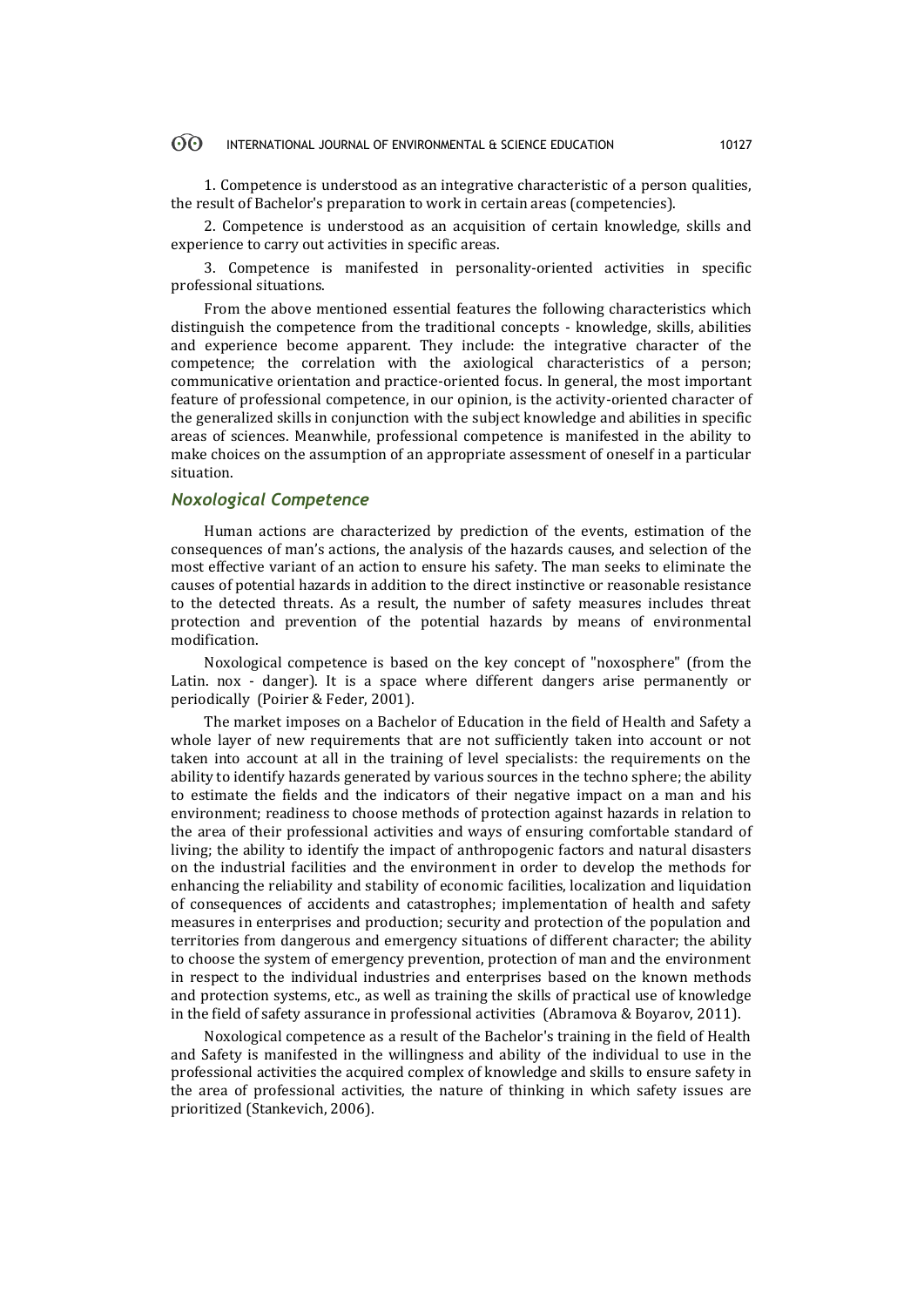1. Competence is understood as an integrative characteristic of a person qualities, the result of Bachelor's preparation to work in certain areas (competencies).

2. Competence is understood as an acquisition of certain knowledge, skills and experience to carry out activities in specific areas.

3. Competence is manifested in personality-oriented activities in specific professional situations.

From the above mentioned essential features the following characteristics which distinguish the competence from the traditional concepts - knowledge, skills, abilities and experience become apparent. They include: the integrative character of the competence; the correlation with the axiological characteristics of a person; communicative orientation and practice-oriented focus. In general, the most important feature of professional competence, in our opinion, is the activity-oriented character of the generalized skills in conjunction with the subject knowledge and abilities in specific areas of sciences. Meanwhile, professional competence is manifested in the ability to make choices on the assumption of an appropriate assessment of oneself in a particular situation.

### *Noxological Competence*

Human actions are characterized by prediction of the events, estimation of the consequences of man's actions, the analysis of the hazards causes, and selection of the most effective variant of an action to ensure his safety. The man seeks to eliminate the causes of potential hazards in addition to the direct instinctive or reasonable resistance to the detected threats. As a result, the number of safety measures includes threat protection and prevention of the potential hazards by means of environmental modification.

Noxological competence is based on the key concept of "noxosphere" (from the Latin. nox - danger). It is a space where different dangers arise permanently or periodically (Poirier & Feder, 2001).

The market imposes on a Bachelor of Education in the field of Health and Safety a whole layer of new requirements that are not sufficiently taken into account or not taken into account at all in the training of level specialists: the requirements on the ability to identify hazards generated by various sources in the techno sphere; the ability to estimate the fields and the indicators of their negative impact on a man and his environment; readiness to choose methods of protection against hazards in relation to the area of their professional activities and ways of ensuring comfortable standard of living; the ability to identify the impact of anthropogenic factors and natural disasters on the industrial facilities and the environment in order to develop the methods for enhancing the reliability and stability of economic facilities, localization and liquidation of consequences of accidents and catastrophes; implementation of health and safety measures in enterprises and production; security and protection of the population and territories from dangerous and emergency situations of different character; the ability to choose the system of emergency prevention, protection of man and the environment in respect to the individual industries and enterprises based on the known methods and protection systems, etc., as well as training the skills of practical use of knowledge in the field of safety assurance in professional activities (Abramova & Boyarov, 2011).

Noxological competence as a result of the Bachelor's training in the field of Health and Safety is manifested in the willingness and ability of the individual to use in the professional activities the acquired complex of knowledge and skills to ensure safety in the area of professional activities, the nature of thinking in which safety issues are prioritized (Stankevich, 2006).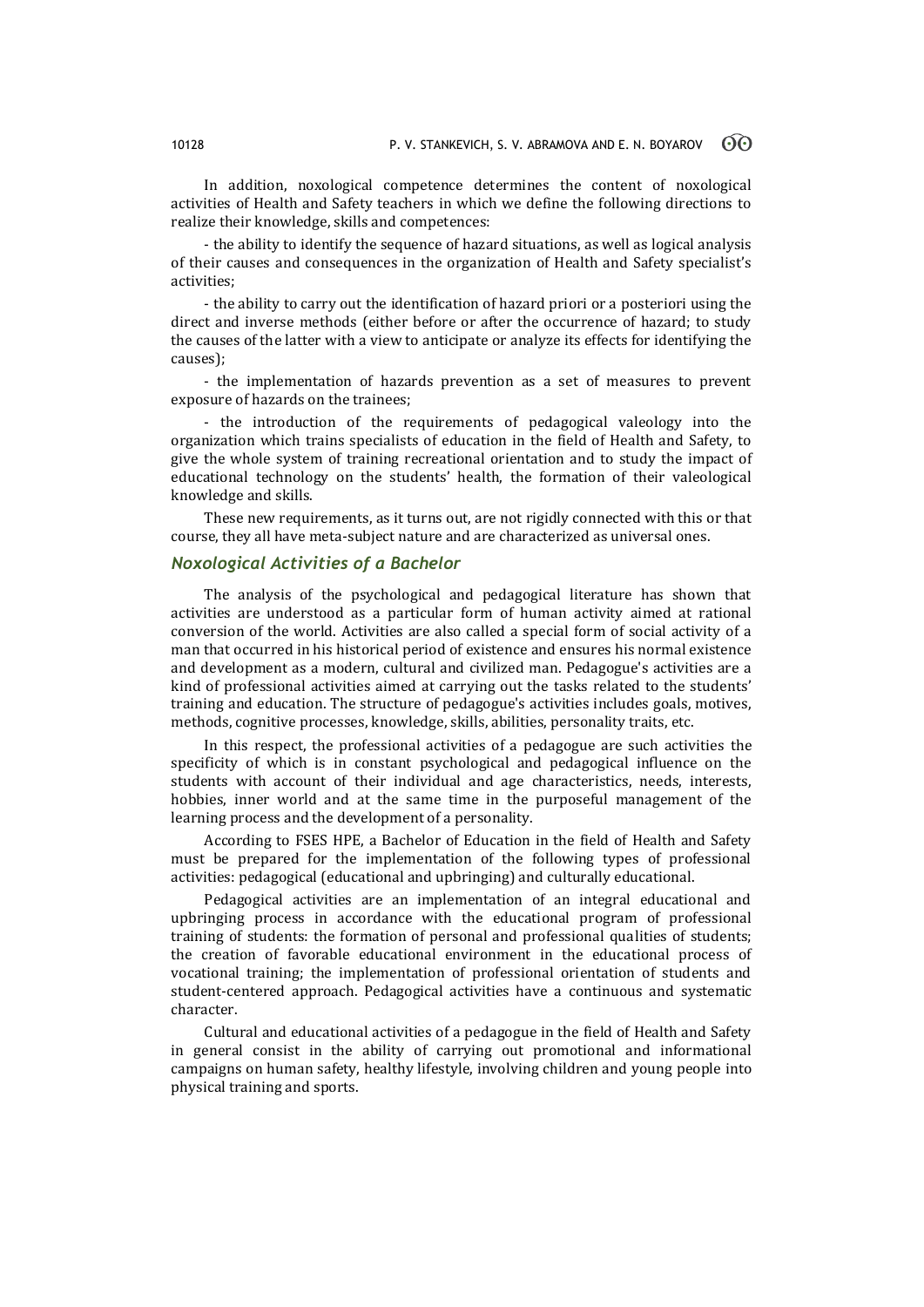In addition, noxological competence determines the content of noxological activities of Health and Safety teachers in which we define the following directions to realize their knowledge, skills and competences:

- the ability to identify the sequence of hazard situations, as well as logical analysis of their causes and consequences in the organization of Health and Safety specialist's activities;

- the ability to carry out the identification of hazard priori or a posteriori using the direct and inverse methods (either before or after the occurrence of hazard; to study the causes of the latter with a view to anticipate or analyze its effects for identifying the causes);

- the implementation of hazards prevention as a set of measures to prevent exposure of hazards on the trainees;

- the introduction of the requirements of pedagogical valeology into the organization which trains specialists of education in the field of Health and Safety, to give the whole system of training recreational orientation and to study the impact of educational technology on the students' health, the formation of their valeological knowledge and skills.

These new requirements, as it turns out, are not rigidly connected with this or that course, they all have meta-subject nature and are characterized as universal ones.

## *Noxological Activities of a Bachelor*

The analysis of the psychological and pedagogical literature has shown that activities are understood as a particular form of human activity aimed at rational conversion of the world. Activities are also called a special form of social activity of a man that occurred in his historical period of existence and ensures his normal existence and development as a modern, cultural and civilized man. Pedagogue's activities are a kind of professional activities aimed at carrying out the tasks related to the students' training and education. The structure of pedagogue's activities includes goals, motives, methods, cognitive processes, knowledge, skills, abilities, personality traits, etc.

In this respect, the professional activities of a pedagogue are such activities the specificity of which is in constant psychological and pedagogical influence on the students with account of their individual and age characteristics, needs, interests, hobbies, inner world and at the same time in the purposeful management of the learning process and the development of a personality.

According to FSES HPE, a Bachelor of Education in the field of Health and Safety must be prepared for the implementation of the following types of professional activities: pedagogical (educational and upbringing) and culturally educational.

Pedagogical activities are an implementation of an integral educational and upbringing process in accordance with the educational program of professional training of students: the formation of personal and professional qualities of students; the creation of favorable educational environment in the educational process of vocational training; the implementation of professional orientation of students and student-centered approach. Pedagogical activities have a continuous and systematic character.

Cultural and educational activities of a pedagogue in the field of Health and Safety in general consist in the ability of carrying out promotional and informational campaigns on human safety, healthy lifestyle, involving children and young people into physical training and sports.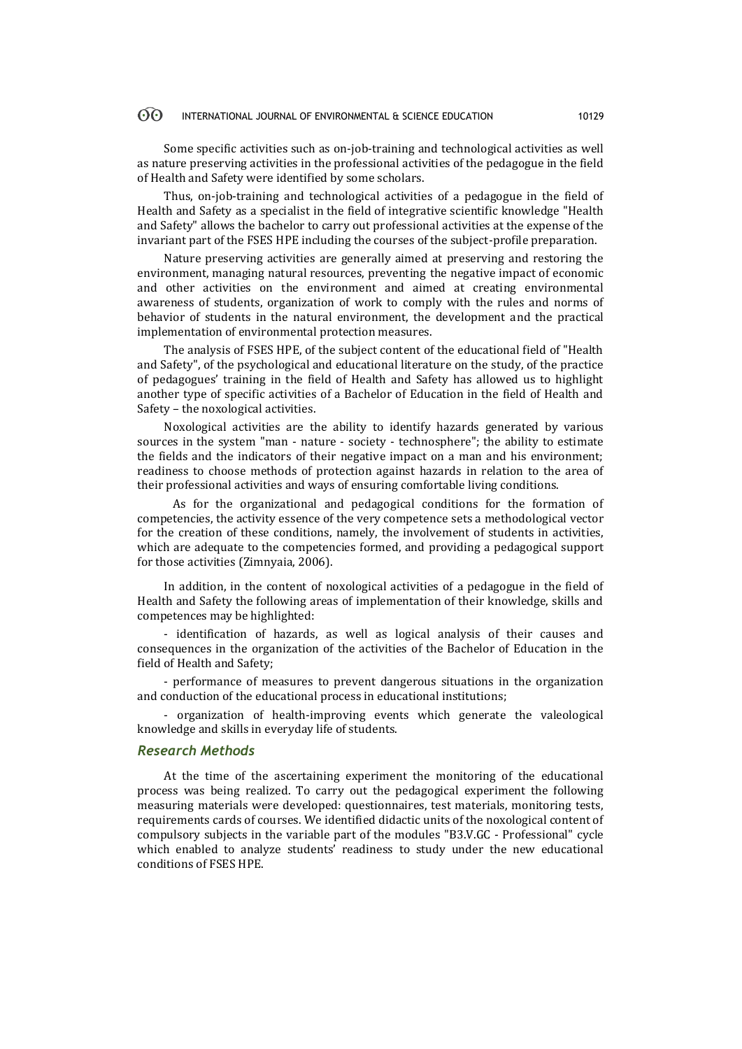Some specific activities such as on-job-training and technological activities as well as nature preserving activities in the professional activities of the pedagogue in the field of Health and Safety were identified by some scholars.

Thus, on-job-training and technological activities of a pedagogue in the field of Health and Safety as a specialist in the field of integrative scientific knowledge "Health and Safety" allows the bachelor to carry out professional activities at the expense of the invariant part of the FSES HPE including the courses of the subject-profile preparation.

Nature preserving activities are generally aimed at preserving and restoring the environment, managing natural resources, preventing the negative impact of economic and other activities on the environment and aimed at creating environmental awareness of students, organization of work to comply with the rules and norms of behavior of students in the natural environment, the development and the practical implementation of environmental protection measures.

The analysis of FSES HPE, of the subject content of the educational field of "Health and Safety", of the psychological and educational literature on the study, of the practice of pedagogues' training in the field of Health and Safety has allowed us to highlight another type of specific activities of a Bachelor of Education in the field of Health and Safety – the noxological activities.

Noxological activities are the ability to identify hazards generated by various sources in the system "man - nature - society - technosphere"; the ability to estimate the fields and the indicators of their negative impact on a man and his environment; readiness to choose methods of protection against hazards in relation to the area of their professional activities and ways of ensuring comfortable living conditions.

As for the organizational and pedagogical conditions for the formation of competencies, the activity essence of the very competence sets a methodological vector for the creation of these conditions, namely, the involvement of students in activities, which are adequate to the competencies formed, and providing a pedagogical support for those activities (Zimnyaia, 2006).

In addition, in the content of noxological activities of a pedagogue in the field of Health and Safety the following areas of implementation of their knowledge, skills and competences may be highlighted:

- identification of hazards, as well as logical analysis of their causes and consequences in the organization of the activities of the Bachelor of Education in the field of Health and Safety;
- performance of measures to prevent dangerous situations in the organization and conduction of the educational process in educational institutions;
- organization of health-improving events which generate the valeological knowledge and skills in everyday life of students.

### *Research Methods*

At the time of the ascertaining experiment the monitoring of the educational process was being realized. To carry out the pedagogical experiment the following measuring materials were developed: questionnaires, test materials, monitoring tests, requirements cards of courses. We identified didactic units of the noxological content of compulsory subjects in the variable part of the modules "B3.V.GC - Professional" cycle which enabled to analyze students' readiness to study under the new educational conditions of FSES HPE.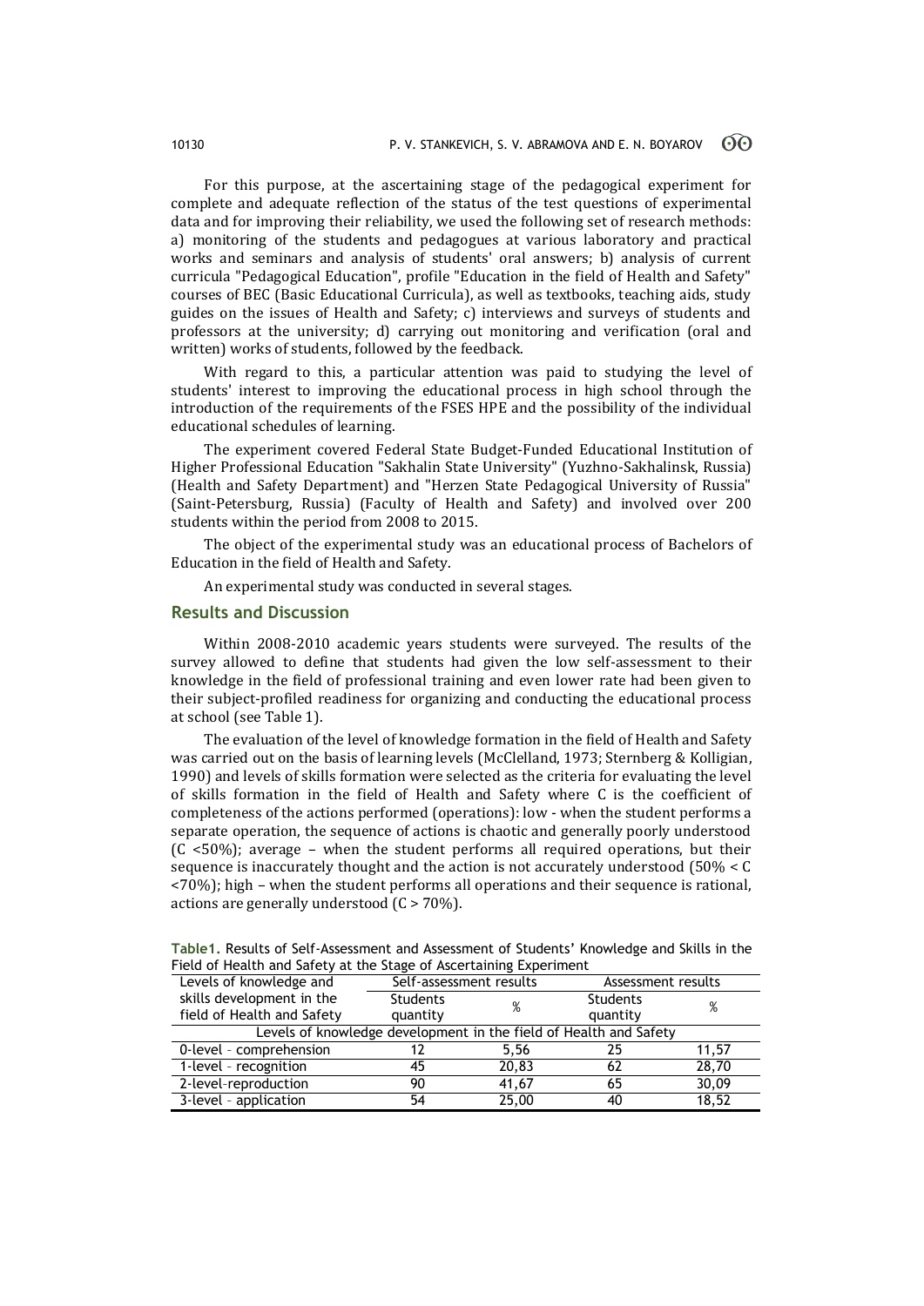For this purpose, at the ascertaining stage of the pedagogical experiment for complete and adequate reflection of the status of the test questions of experimental data and for improving their reliability, we used the following set of research methods: a) monitoring of the students and pedagogues at various laboratory and practical works and seminars and analysis of students' oral answers; b) analysis of current curricula "Pedagogical Education", profile "Education in the field of Health and Safety" courses of BEC (Basic Educational Curricula), as well as textbooks, teaching aids, study guides on the issues of Health and Safety; c) interviews and surveys of students and professors at the university; d) carrying out monitoring and verification (oral and written) works of students, followed by the feedback.

With regard to this, a particular attention was paid to studying the level of students' interest to improving the educational process in high school through the introduction of the requirements of the FSES HPE and the possibility of the individual educational schedules of learning.

The experiment covered Federal State Budget-Funded Educational Institution of Higher Professional Education "Sakhalin State University" (Yuzhno-Sakhalinsk, Russia) (Health and Safety Department) and "Herzen State Pedagogical University of Russia" (Saint-Petersburg, Russia) (Faculty of Health and Safety) and involved over 200 students within the period from 2008 to 2015.

The object of the experimental study was an educational process of Bachelors of Education in the field of Health and Safety.

An experimental study was conducted in several stages.

## Results and Discussion

Within 2008-2010 academic years students were surveyed. The results of the survey allowed to define that students had given the low self-assessment to their knowledge in the field of professional training and even lower rate had been given to their subject-profiled readiness for organizing and conducting the educational process at school (see Table 1).

The evaluation of the level of knowledge formation in the field of Health and Safety was carried out on the basis of learning levels (McClelland, 1973; Sternberg & Kolligian, 1990) and levels of skills formation were selected as the criteria for evaluating the level of skills formation in the field of Health and Safety where C is the coefficient of completeness of the actions performed (operations): low - when the student performs a separate operation, the sequence of actions is chaotic and generally poorly understood ($C < 50\%$); average – when the student performs all required operations, but their sequence is inaccurately thought and the action is not accurately understood ($50\% < C < 70\%$); high – when the student performs all operations and their sequence is rational, actions are generally understood ($C > 70\%$).

**Table1.** Results of Self-Assessment and Assessment of Students' Knowledge and Skills in the Field of Health and Safety at the Stage of Ascertaining Experiment

| Levels of knowledge and skills development in the field of Health and Safety | Self-assessment results | | Assessment results | |
|---|---|---|---|---|
| | Students quantity | % | Students quantity | % |
| Levels of knowledge development in the field of Health and Safety | | | | |
| 0-level - comprehension | 12 | 5,56 | 25 | 11,57 |
| 1-level - recognition | 45 | 20,83 | 62 | 28,70 |
| 2-level-reproduction | 90 | 41,67 | 65 | 30,09 |
| 3-level - application | 54 | 25,00 | 40 | 18,52 |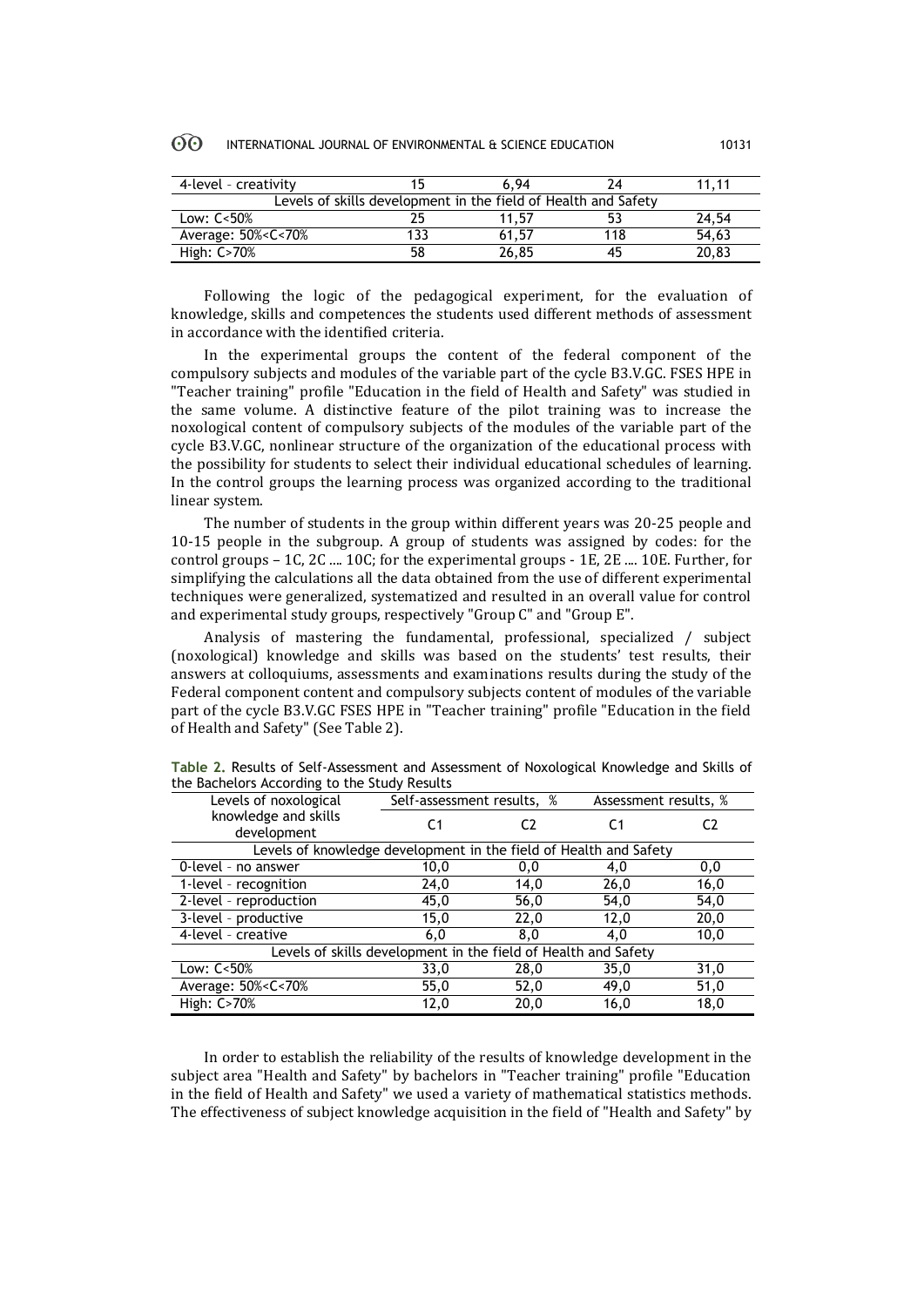| 4-level – creativity | 15 | 6,94 | 24 | 11,11 |
|---|---|---|---|---|
| Levels of skills development in the field of Health and Safety | | | | |
| Low: C<50% | 25 | 11,57 | 53 | 24,54 |
| Average: 50%<C<70% | 133 | 61,57 | 118 | 54,63 |
| High: C>70% | 58 | 26,85 | 45 | 20,83 |

Following the logic of the pedagogical experiment, for the evaluation of knowledge, skills and competences the students used different methods of assessment in accordance with the identified criteria.

In the experimental groups the content of the federal component of the compulsory subjects and modules of the variable part of the cycle B3.V.GC. FSES HPE in "Teacher training" profile "Education in the field of Health and Safety" was studied in the same volume. A distinctive feature of the pilot training was to increase the noxological content of compulsory subjects of the modules of the variable part of the cycle B3.V.GC, nonlinear structure of the organization of the educational process with the possibility for students to select their individual educational schedules of learning. In the control groups the learning process was organized according to the traditional linear system.

The number of students in the group within different years was 20-25 people and 10-15 people in the subgroup. A group of students was assigned by codes: for the control groups – 1C, 2C .... 10C; for the experimental groups - 1E, 2E .... 10E. Further, for simplifying the calculations all the data obtained from the use of different experimental techniques were generalized, systematized and resulted in an overall value for control and experimental study groups, respectively "Group C" and "Group E".

Analysis of mastering the fundamental, professional, specialized / subject (noxological) knowledge and skills was based on the students' test results, their answers at colloquiums, assessments and examinations results during the study of the Federal component content and compulsory subjects content of modules of the variable part of the cycle B3.V.GC FSES HPE in "Teacher training" profile "Education in the field of Health and Safety" (See Table 2).

**Table 2.** Results of Self-Assessment and Assessment of Noxological Knowledge and Skills of the Bachelors According to the Study Results

| Levels of noxological knowledge and skills development | Self-assessment results, % | | Assessment results, % | |
|---|---|---|---|---|
| | C1 | C2 | C1 | C2 |
| Levels of knowledge development in the field of Health and Safety | | | | |
| 0-level – no answer | 10,0 | 0,0 | 4,0 | 0,0 |
| 1-level – recognition | 24,0 | 14,0 | 26,0 | 16,0 |
| 2-level – reproduction | 45,0 | 56,0 | 54,0 | 54,0 |
| 3-level – productive | 15,0 | 22,0 | 12,0 | 20,0 |
| 4-level – creative | 6,0 | 8,0 | 4,0 | 10,0 |
| Levels of skills development in the field of Health and Safety | | | | |
| Low: C<50% | 33,0 | 28,0 | 35,0 | 31,0 |
| Average: 50%<C<70% | 55,0 | 52,0 | 49,0 | 51,0 |
| High: C>70% | 12,0 | 20,0 | 16,0 | 18,0 |

In order to establish the reliability of the results of knowledge development in the subject area "Health and Safety" by bachelors in "Teacher training" profile "Education in the field of Health and Safety" we used a variety of mathematical statistics methods. The effectiveness of subject knowledge acquisition in the field of "Health and Safety" by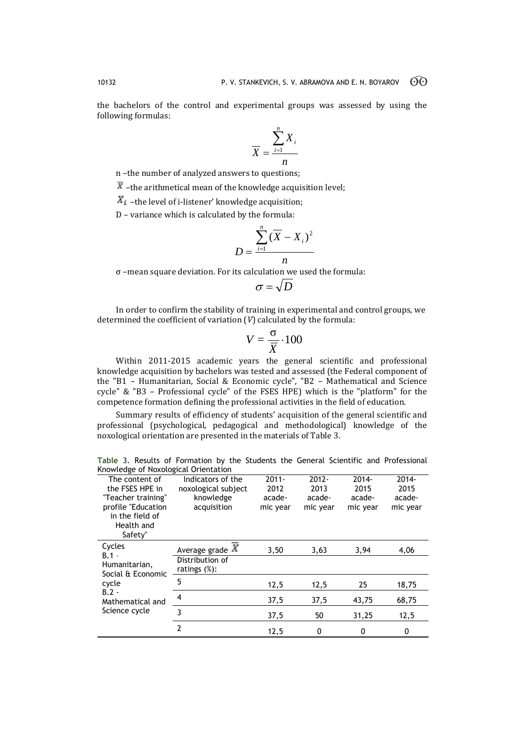the bachelors of the control and experimental groups was assessed by using the following formulas:

$$\overline{X} = \frac{\sum_{i=1}^{n} X_i}{n}$$

n –the number of analyzed answers to questions;

$\overline{X}$ –the arithmetical mean of the knowledge acquisition level;

$X_i$ –the level of i-listener' knowledge acquisition;

D – variance which is calculated by the formula:

$$D = \frac{\sum_{i=1}^{n} (\overline{X} - X_i)^2}{n}$$

σ –mean square deviation. For its calculation we used the formula:

$$\sigma = \sqrt{D}$$

In order to confirm the stability of training in experimental and control groups, we determined the coefficient of variation (*V*) calculated by the formula:

$$V = \frac{\sigma}{\overline{X}} \cdot 100$$

Within 2011-2015 academic years the general scientific and professional knowledge acquisition by bachelors was tested and assessed (the Federal component of the "B1 – Humanitarian, Social & Economic cycle", "B2 – Mathematical and Science cycle" & "B3 – Professional cycle" of the FSES HPE) which is the "platform" for the competence formation defining the professional activities in the field of education.

Summary results of efficiency of students' acquisition of the general scientific and professional (psychological, pedagogical and methodological) knowledge of the noxological orientation are presented in the materials of Table 3.

**Table 3.** Results of Formation by the Students the General Scientific and Professional Knowledge of Noxological Orientation

| The content of the FSES HPE in "Teacher training" profile "Education in the field of Health and Safety" | Indicators of the noxological subject knowledge acquisition | 2011-2012 academic year | 2012-2013 academic year | 2014-2015 academic year | 2014-2015 academic year |
|---|---|---|---|---|---|
| Cycles B.1 - Humanitarian, Social & Economic cycle B.2 - Mathematical and Science cycle | Average grade $\overline{X}$ | 3,50 | 3,63 | 3,94 | 4,06 |
| | Distribution of ratings (%): | | | | |
| | 5 | 12,5 | 12,5 | 25 | 18,75 |
| | 4 | 37,5 | 37,5 | 43,75 | 68,75 |
| | 3 | 37,5 | 50 | 31,25 | 12,5 |
| | 2 | 12,5 | 0 | 0 | 0 |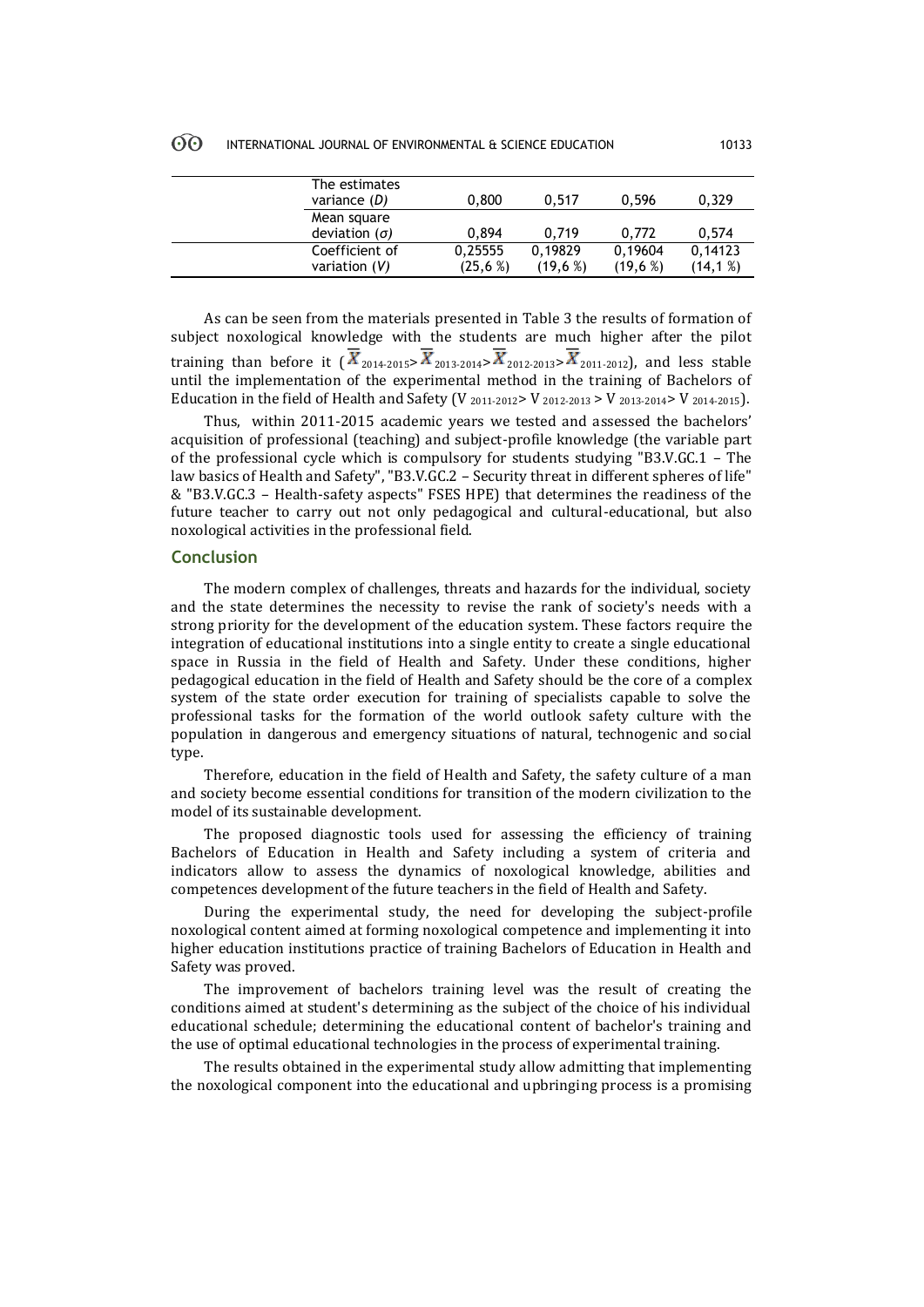| | | | | |
|---|---|---|---|---|
| The estimates variance (*D*) | 0,800 | 0,517 | 0,596 | 0,329 |
| Mean square deviation (*σ*) | 0,894 | 0,719 | 0,772 | 0,574 |
| Coefficient of variation (*V*) | 0,25555 (25,6 %) | 0,19829 (19,6 %) | 0,19604 (19,6 %) | 0,14123 (14,1 %) |

As can be seen from the materials presented in Table 3 the results of formation of subject noxological knowledge with the students are much higher after the pilot training than before it ($\overline{X}_{2014\text{-}2015} > \overline{X}_{2013\text{-}2014} > \overline{X}_{2012\text{-}2013} > \overline{X}_{2011\text{-}2012}$), and less stable until the implementation of the experimental method in the training of Bachelors of Education in the field of Health and Safety ($V_{2011\text{-}2012} > V_{2012\text{-}2013} > V_{2013\text{-}2014} > V_{2014\text{-}2015}$).

Thus, within 2011-2015 academic years we tested and assessed the bachelors' acquisition of professional (teaching) and subject-profile knowledge (the variable part of the professional cycle which is compulsory for students studying "B3.V.GC.1 – The law basics of Health and Safety", "B3.V.GC.2 – Security threat in different spheres of life" & "B3.V.GC.3 – Health-safety aspects" FSES HPE) that determines the readiness of the future teacher to carry out not only pedagogical and cultural-educational, but also noxological activities in the professional field.

## Conclusion

The modern complex of challenges, threats and hazards for the individual, society and the state determines the necessity to revise the rank of society's needs with a strong priority for the development of the education system. These factors require the integration of educational institutions into a single entity to create a single educational space in Russia in the field of Health and Safety. Under these conditions, higher pedagogical education in the field of Health and Safety should be the core of a complex system of the state order execution for training of specialists capable to solve the professional tasks for the formation of the world outlook safety culture with the population in dangerous and emergency situations of natural, technogenic and social type.

Therefore, education in the field of Health and Safety, the safety culture of a man and society become essential conditions for transition of the modern civilization to the model of its sustainable development.

The proposed diagnostic tools used for assessing the efficiency of training Bachelors of Education in Health and Safety including a system of criteria and indicators allow to assess the dynamics of noxological knowledge, abilities and competences development of the future teachers in the field of Health and Safety.

During the experimental study, the need for developing the subject-profile noxological content aimed at forming noxological competence and implementing it into higher education institutions practice of training Bachelors of Education in Health and Safety was proved.

The improvement of bachelors training level was the result of creating the conditions aimed at student's determining as the subject of the choice of his individual educational schedule; determining the educational content of bachelor's training and the use of optimal educational technologies in the process of experimental training.

The results obtained in the experimental study allow admitting that implementing the noxological component into the educational and upbringing process is a promising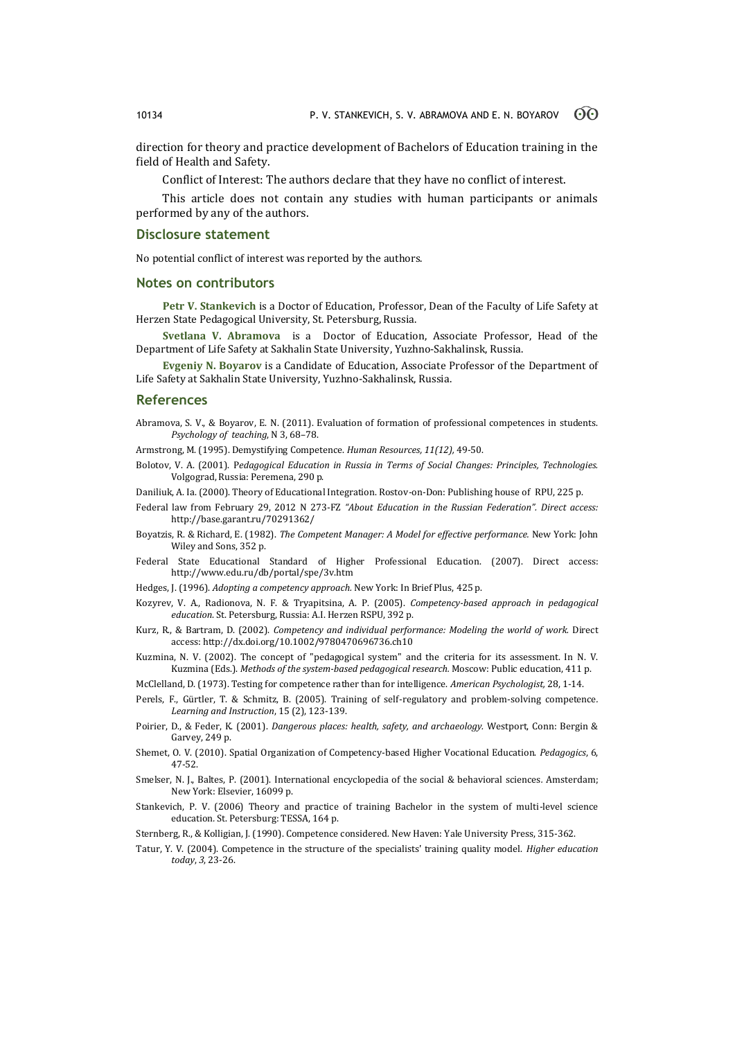direction for theory and practice development of Bachelors of Education training in the field of Health and Safety.

Conflict of Interest: The authors declare that they have no conflict of interest.

This article does not contain any studies with human participants or animals performed by any of the authors.

## Disclosure statement

No potential conflict of interest was reported by the authors.

## Notes on contributors

**Petr V. Stankevich** is a Doctor of Education, Professor, Dean of the Faculty of Life Safety at Herzen State Pedagogical University, St. Petersburg, Russia.

**Svetlana V. Abramova** is a Doctor of Education, Associate Professor, Head of the Department of Life Safety at Sakhalin State University, Yuzhno-Sakhalinsk, Russia.

**Evgeniy N. Boyarov** is a Candidate of Education, Associate Professor of the Department of Life Safety at Sakhalin State University, Yuzhno-Sakhalinsk, Russia.

## References

Abramova, S. V., & Boyarov, E. N. (2011). Evaluation of formation of professional competences in students. *Psychology of teaching*, N 3, 68–78.

Armstrong, M. (1995). Demystifying Competence. *Human Resources, 11(12),* 49-50.

Bolotov, V. A. (2001). P*edagogical Education in Russia in Terms of Social Changes: Principles, Technologies.* Volgograd, Russia: Peremena, 290 p.

Daniliuk, A. Ia. (2000). Theory of Educational Integration. Rostov-on-Don: Publishing house of RPU, 225 p.

Federal law from February 29, 2012 N 273-FZ *"About Education in the Russian Federation". Direct access:* http://base.garant.ru/70291362/

Boyatzis, R. & Richard, E. (1982). *The Competent Manager: A Model for effective performance.* New York: John Wiley and Sons, 352 p.

Federal State Educational Standard of Higher Professional Education. (2007). Direct access: http://www.edu.ru/db/portal/spe/3v.htm

Hedges, J. (1996). *Adopting a competency approach.* New York: In Brief Plus, 425 p.

Kozyrev, V. A., Radionova, N. F. & Tryapitsina, A. P. (2005). *Competency-based approach in pedagogical education.* St. Petersburg, Russia: A.I. Herzen RSPU, 392 p.

Kurz, R., & Bartram, D. (2002). *Competency and individual performance: Modeling the world of work.* Direct access: http://dx.doi.org/10.1002/9780470696736.ch10

Kuzmina, N. V. (2002). The concept of "pedagogical system" and the criteria for its assessment. In N. V. Kuzmina (Eds.). *Methods of the system-based pedagogical research.* Moscow: Public education, 411 p.

McClelland, D. (1973). Testing for competence rather than for intelligence. *American Psychologist,* 28, 1-14.

Perels, F., Gürtler, T. & Schmitz, B. (2005). Training of self-regulatory and problem-solving competence. *Learning and Instruction*, 15 (2), 123-139.

Poirier, D., & Feder, K. (2001). *Dangerous places: health, safety, and archaeology.* Westport, Conn: Bergin & Garvey, 249 p.

Shemet, O. V. (2010). Spatial Organization of Competency-based Higher Vocational Education. *Pedagogics*, 6, 47-52.

Smelser, N. J., Baltes, P. (2001). International encyclopedia of the social & behavioral sciences. Amsterdam; New York: Elsevier, 16099 p.

Stankevich, P. V. (2006) Theory and practice of training Bachelor in the system of multi-level science education. St. Petersburg: TESSA, 164 p.

Sternberg, R., & Kolligian, J. (1990). Competence considered. New Haven: Yale University Press, 315-362.

Tatur, Y. V. (2004). Competence in the structure of the specialists' training quality model. *Higher education today*, *3*, 23-26.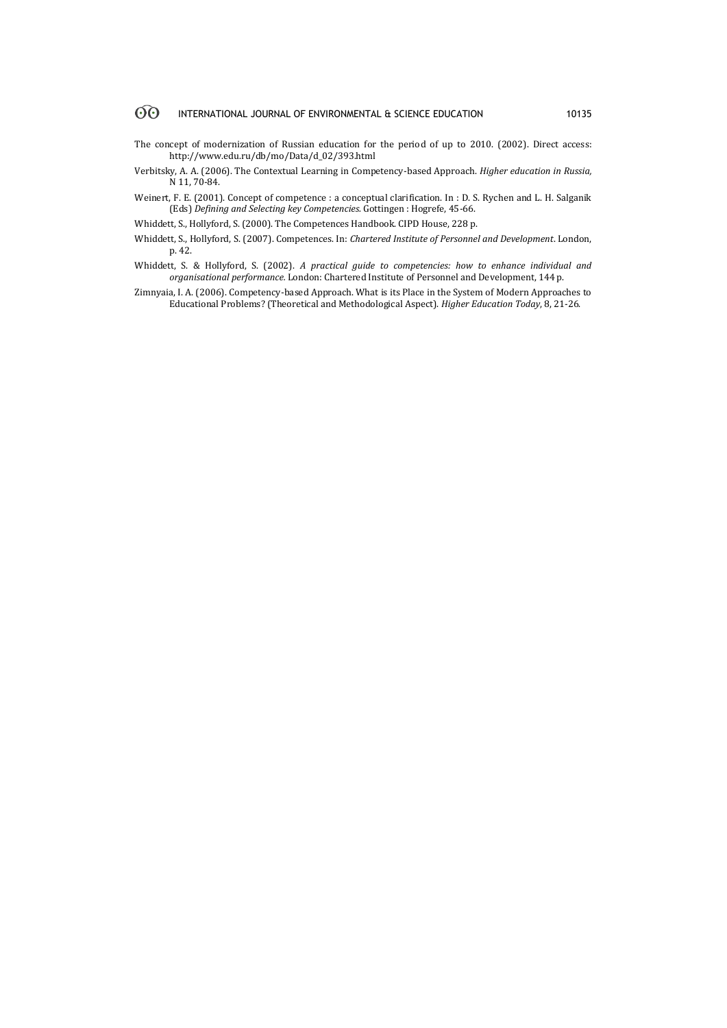The concept of modernization of Russian education for the period of up to 2010. (2002). Direct access: http://www.edu.ru/db/mo/Data/d_02/393.html

Verbitsky, A. A. (2006). The Contextual Learning in Competency-based Approach. *Higher education in Russia,* N 11, 70-84.

Weinert, F. E. (2001). Concept of competence : a conceptual clarification. In : D. S. Rychen and L. H. Salganik (Eds) *Defining and Selecting key Competencies.* Gottingen : Hogrefe, 45-66.

Whiddett, S., Hollyford, S. (2000). The Competences Handbook. CIPD House, 228 p.

Whiddett, S., Hollyford, S. (2007). Competences. In: *Chartered Institute of Personnel and Development*. London, p. 42.

Whiddett, S. & Hollyford, S. (2002). *A practical guide to competencies: how to enhance individual and organisational performance.* London: Chartered Institute of Personnel and Development, 144 p.

Zimnyaia, I. A. (2006). Competency-based Approach. What is its Place in the System of Modern Approaches to Educational Problems? (Theoretical and Methodological Aspect). *Higher Education Today*, 8, 21-26.